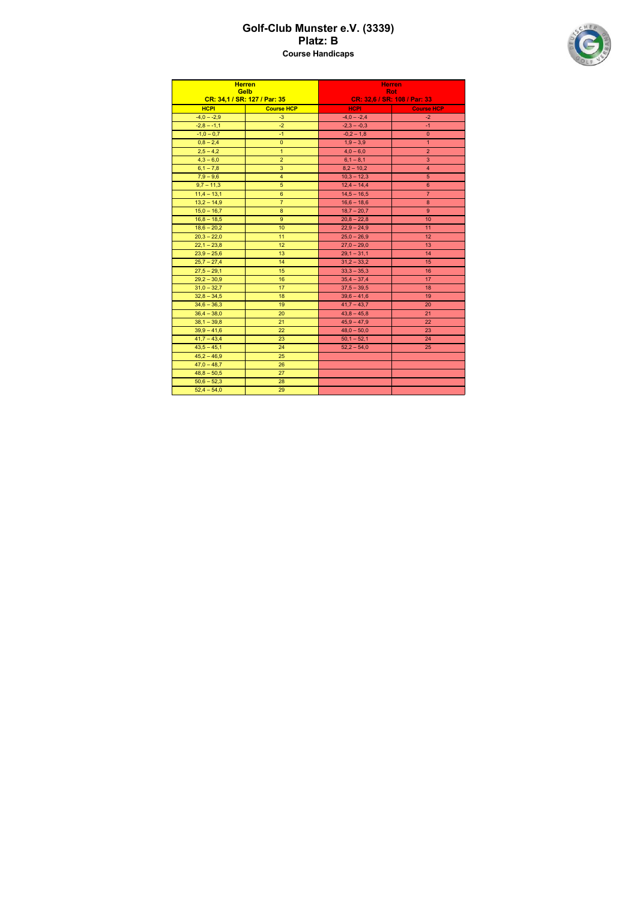# Golf-Club Munster e.V. (3339)
## Platz: B
### Course Handicaps

| Herren Gelb CR: 34,1 / SR: 127 / Par: 35 | | Herren Rot CR: 32,6 / SR: 108 / Par: 33 | |
|---|---|---|---|
| **HCPI** | **Course HCP** | **HCPI** | **Course HCP** |
| -4,0 – -2,9 | -3 | -4,0 – -2,4 | -2 |
| -2,8 – -1,1 | -2 | -2,3 – -0,3 | -1 |
| -1,0 – 0,7 | -1 | -0,2 – 1,8 | 0 |
| 0,8 – 2,4 | 0 | 1,9 – 3,9 | 1 |
| 2,5 – 4,2 | 1 | 4,0 – 6,0 | 2 |
| 4,3 – 6,0 | 2 | 6,1 – 8,1 | 3 |
| 6,1 – 7,8 | 3 | 8,2 – 10,2 | 4 |
| 7,9 – 9,6 | 4 | 10,3 – 12,3 | 5 |
| 9,7 – 11,3 | 5 | 12,4 – 14,4 | 6 |
| 11,4 – 13,1 | 6 | 14,5 – 16,5 | 7 |
| 13,2 – 14,9 | 7 | 16,6 – 18,6 | 8 |
| 15,0 – 16,7 | 8 | 18,7 – 20,7 | 9 |
| 16,8 – 18,5 | 9 | 20,8 – 22,8 | 10 |
| 18,6 – 20,2 | 10 | 22,9 – 24,9 | 11 |
| 20,3 – 22,0 | 11 | 25,0 – 26,9 | 12 |
| 22,1 – 23,8 | 12 | 27,0 – 29,0 | 13 |
| 23,9 – 25,6 | 13 | 29,1 – 31,1 | 14 |
| 25,7 – 27,4 | 14 | 31,2 – 33,2 | 15 |
| 27,5 – 29,1 | 15 | 33,3 – 35,3 | 16 |
| 29,2 – 30,9 | 16 | 35,4 – 37,4 | 17 |
| 31,0 – 32,7 | 17 | 37,5 – 39,5 | 18 |
| 32,8 – 34,5 | 18 | 39,6 – 41,6 | 19 |
| 34,6 – 36,3 | 19 | 41,7 – 43,7 | 20 |
| 36,4 – 38,0 | 20 | 43,8 – 45,8 | 21 |
| 38,1 – 39,8 | 21 | 45,9 – 47,9 | 22 |
| 39,9 – 41,6 | 22 | 48,0 – 50,0 | 23 |
| 41,7 – 43,4 | 23 | 50,1 – 52,1 | 24 |
| 43,5 – 45,1 | 24 | 52,2 – 54,0 | 25 |
| 45,2 – 46,9 | 25 | | |
| 47,0 – 48,7 | 26 | | |
| 48,8 – 50,5 | 27 | | |
| 50,6 – 52,3 | 28 | | |
| 52,4 – 54,0 | 29 | | |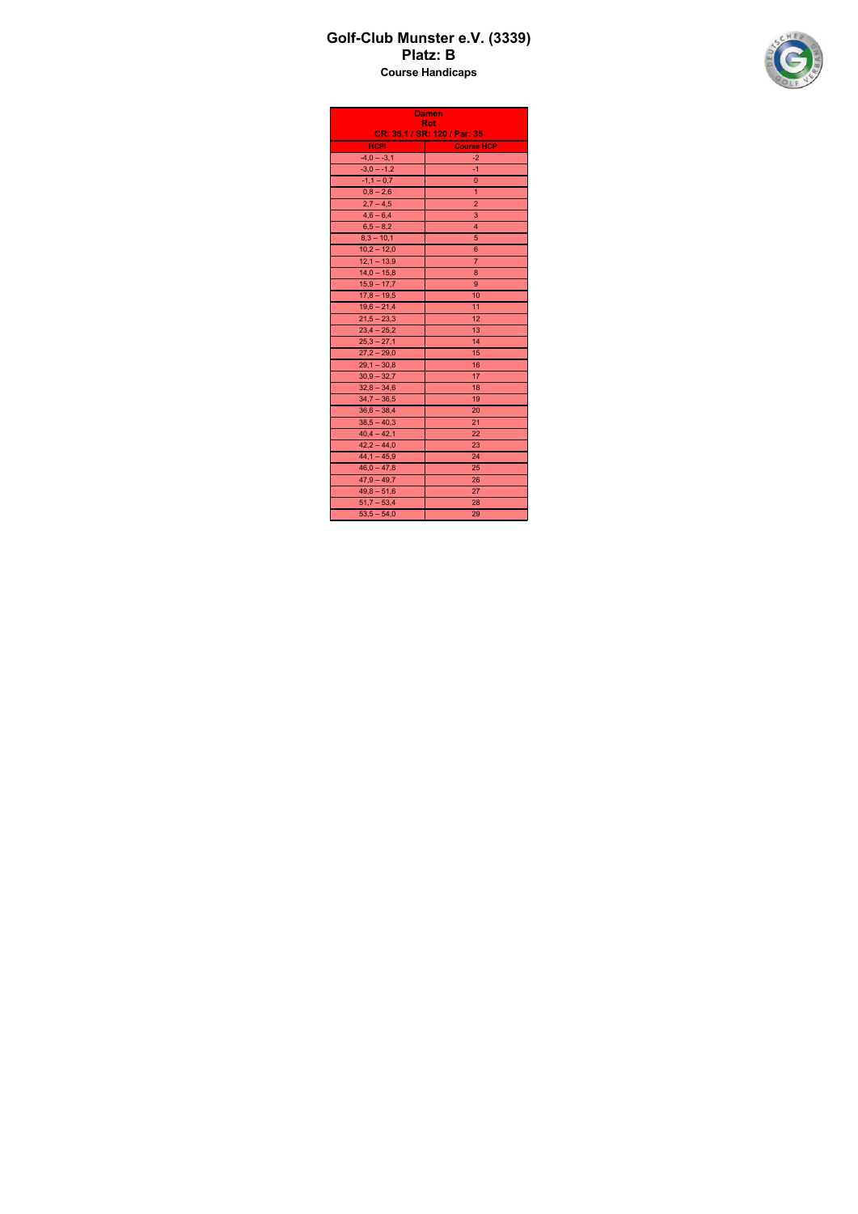# Golf-Club Munster e.V. (3339)
## Platz: B
### Course Handicaps

| Damen<br>Rot<br>CR: 35,1 / SR: 120 / Par: 35 | |
|---|---|
| **HCPI** | **Course HCP** |
| -4,0 – -3,1 | -2 |
| -3,0 – -1,2 | -1 |
| -1,1 – 0,7 | 0 |
| 0,8 – 2,6 | 1 |
| 2,7 – 4,5 | 2 |
| 4,6 – 6,4 | 3 |
| 6,5 – 8,2 | 4 |
| 8,3 – 10,1 | 5 |
| 10,2 – 12,0 | 6 |
| 12,1 – 13,9 | 7 |
| 14,0 – 15,8 | 8 |
| 15,9 – 17,7 | 9 |
| 17,8 – 19,5 | 10 |
| 19,6 – 21,4 | 11 |
| 21,5 – 23,3 | 12 |
| 23,4 – 25,2 | 13 |
| 25,3 – 27,1 | 14 |
| 27,2 – 29,0 | 15 |
| 29,1 – 30,8 | 16 |
| 30,9 – 32,7 | 17 |
| 32,8 – 34,6 | 18 |
| 34,7 – 36,5 | 19 |
| 36,6 – 38,4 | 20 |
| 38,5 – 40,3 | 21 |
| 40,4 – 42,1 | 22 |
| 42,2 – 44,0 | 23 |
| 44,1 – 45,9 | 24 |
| 46,0 – 47,8 | 25 |
| 47,9 – 49,7 | 26 |
| 49,8 – 51,6 | 27 |
| 51,7 – 53,4 | 28 |
| 53,5 – 54,0 | 29 |